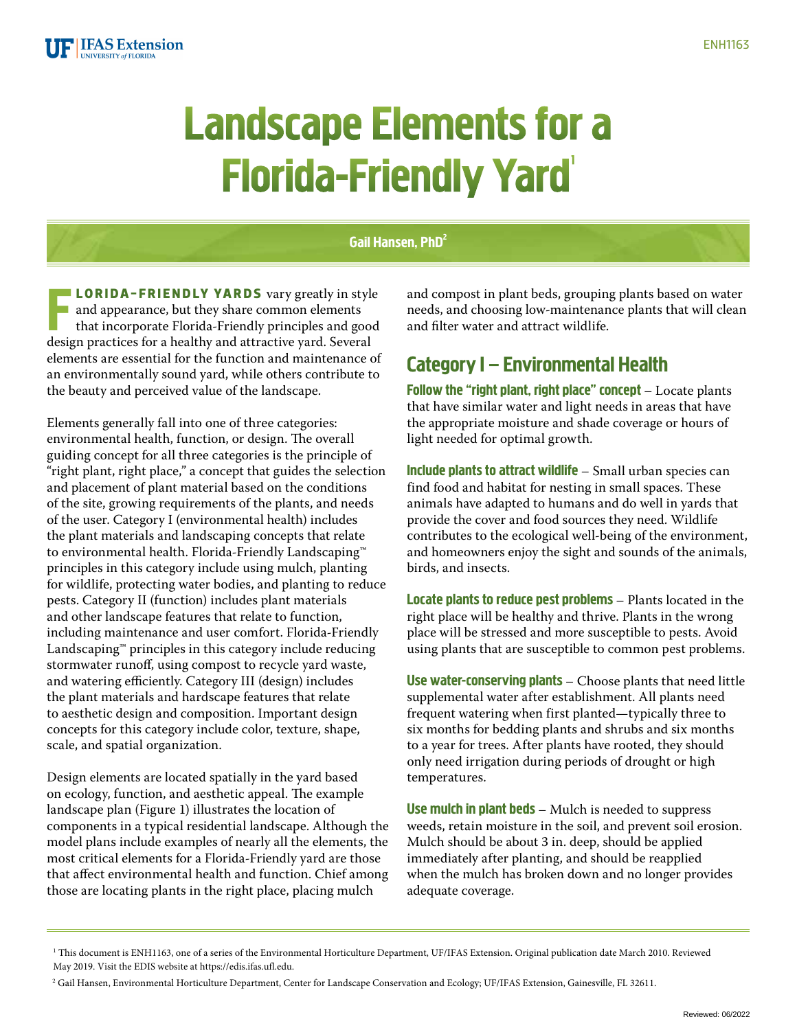# Landscape Elements for a Florida-Friendly Yard[1]

Gail Hansen, PhD[2]

**FLORIDA-FRIENDLY YARDS** vary greatly in style and appearance, but they share common elements that incorporate Florida-Friendly principles and good design practices for a healthy and attractive yard. Several elements are essential for the function and maintenance of an environmentally sound yard, while others contribute to the beauty and perceived value of the landscape.

Elements generally fall into one of three categories: environmental health, function, or design. The overall guiding concept for all three categories is the principle of "right plant, right place," a concept that guides the selection and placement of plant material based on the conditions of the site, growing requirements of the plants, and needs of the user. Category I (environmental health) includes the plant materials and landscaping concepts that relate to environmental health. Florida-Friendly Landscaping™ principles in this category include using mulch, planting for wildlife, protecting water bodies, and planting to reduce pests. Category II (function) includes plant materials and other landscape features that relate to function, including maintenance and user comfort. Florida-Friendly Landscaping™ principles in this category include reducing stormwater runoff, using compost to recycle yard waste, and watering efficiently. Category III (design) includes the plant materials and hardscape features that relate to aesthetic design and composition. Important design concepts for this category include color, texture, shape, scale, and spatial organization.

Design elements are located spatially in the yard based on ecology, function, and aesthetic appeal. The example landscape plan (Figure 1) illustrates the location of components in a typical residential landscape. Although the model plans include examples of nearly all the elements, the most critical elements for a Florida-Friendly yard are those that affect environmental health and function. Chief among those are locating plants in the right place, placing mulch and compost in plant beds, grouping plants based on water needs, and choosing low-maintenance plants that will clean and filter water and attract wildlife.

## Category I – Environmental Health

**Follow the "right plant, right place" concept** – Locate plants that have similar water and light needs in areas that have the appropriate moisture and shade coverage or hours of light needed for optimal growth.

**Include plants to attract wildlife** – Small urban species can find food and habitat for nesting in small spaces. These animals have adapted to humans and do well in yards that provide the cover and food sources they need. Wildlife contributes to the ecological well-being of the environment, and homeowners enjoy the sight and sounds of the animals, birds, and insects.

**Locate plants to reduce pest problems** – Plants located in the right place will be healthy and thrive. Plants in the wrong place will be stressed and more susceptible to pests. Avoid using plants that are susceptible to common pest problems.

**Use water-conserving plants** – Choose plants that need little supplemental water after establishment. All plants need frequent watering when first planted—typically three to six months for bedding plants and shrubs and six months to a year for trees. After plants have rooted, they should only need irrigation during periods of drought or high temperatures.

**Use mulch in plant beds** – Mulch is needed to suppress weeds, retain moisture in the soil, and prevent soil erosion. Mulch should be about 3 in. deep, should be applied immediately after planting, and should be reapplied when the mulch has broken down and no longer provides adequate coverage.

---

[1] This document is ENH1163, one of a series of the Environmental Horticulture Department, UF/IFAS Extension. Original publication date March 2010. Reviewed May 2019. Visit the EDIS website at https://edis.ifas.ufl.edu.

[2] Gail Hansen, Environmental Horticulture Department, Center for Landscape Conservation and Ecology; UF/IFAS Extension, Gainesville, FL 32611.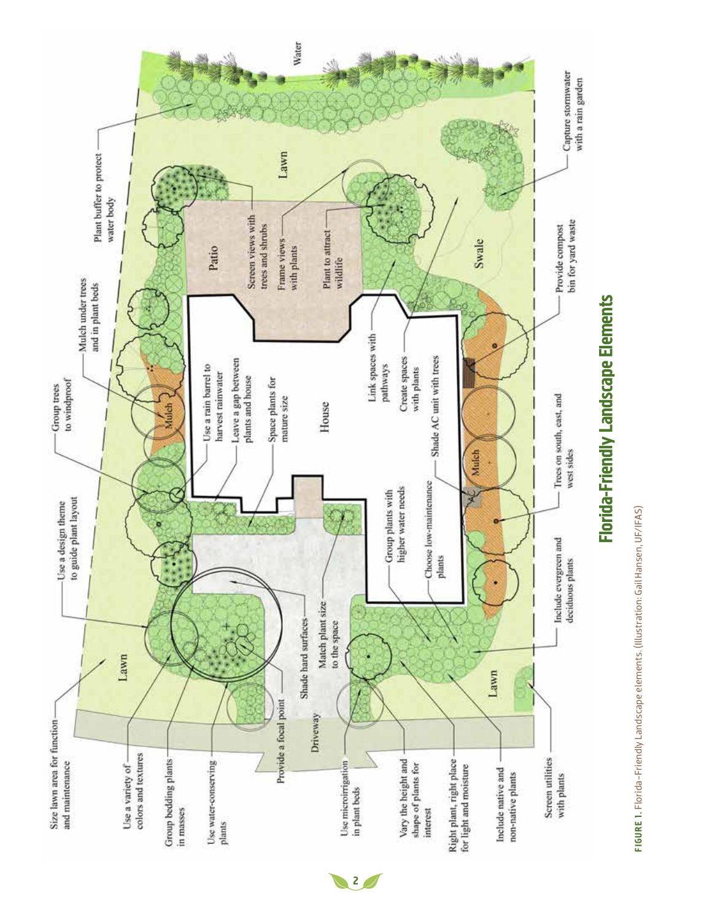## Florida-Friendly Landscape Elements

**FIGURE 1.** Florida-Friendly Landscape elements. (Illustration: Gail Hansen, UF/IFAS)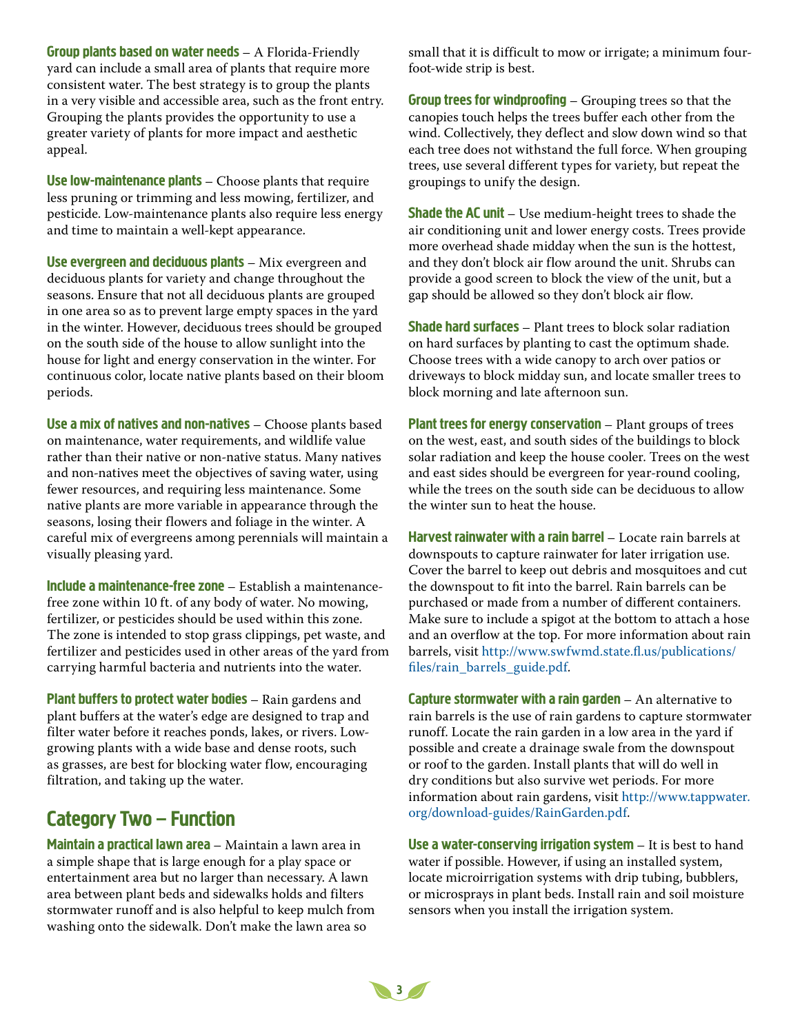**Group plants based on water needs** – A Florida-Friendly yard can include a small area of plants that require more consistent water. The best strategy is to group the plants in a very visible and accessible area, such as the front entry. Grouping the plants provides the opportunity to use a greater variety of plants for more impact and aesthetic appeal.

**Use low-maintenance plants** – Choose plants that require less pruning or trimming and less mowing, fertilizer, and pesticide. Low-maintenance plants also require less energy and time to maintain a well-kept appearance.

**Use evergreen and deciduous plants** – Mix evergreen and deciduous plants for variety and change throughout the seasons. Ensure that not all deciduous plants are grouped in one area so as to prevent large empty spaces in the yard in the winter. However, deciduous trees should be grouped on the south side of the house to allow sunlight into the house for light and energy conservation in the winter. For continuous color, locate native plants based on their bloom periods.

**Use a mix of natives and non-natives** – Choose plants based on maintenance, water requirements, and wildlife value rather than their native or non-native status. Many natives and non-natives meet the objectives of saving water, using fewer resources, and requiring less maintenance. Some native plants are more variable in appearance through the seasons, losing their flowers and foliage in the winter. A careful mix of evergreens among perennials will maintain a visually pleasing yard.

**Include a maintenance-free zone** – Establish a maintenance-free zone within 10 ft. of any body of water. No mowing, fertilizer, or pesticides should be used within this zone. The zone is intended to stop grass clippings, pet waste, and fertilizer and pesticides used in other areas of the yard from carrying harmful bacteria and nutrients into the water.

**Plant buffers to protect water bodies** – Rain gardens and plant buffers at the water's edge are designed to trap and filter water before it reaches ponds, lakes, or rivers. Low-growing plants with a wide base and dense roots, such as grasses, are best for blocking water flow, encouraging filtration, and taking up the water.

## Category Two – Function

**Maintain a practical lawn area** – Maintain a lawn area in a simple shape that is large enough for a play space or entertainment area but no larger than necessary. A lawn area between plant beds and sidewalks holds and filters stormwater runoff and is also helpful to keep mulch from washing onto the sidewalk. Don't make the lawn area so small that it is difficult to mow or irrigate; a minimum four-foot-wide strip is best.

**Group trees for windproofing** – Grouping trees so that the canopies touch helps the trees buffer each other from the wind. Collectively, they deflect and slow down wind so that each tree does not withstand the full force. When grouping trees, use several different types for variety, but repeat the groupings to unify the design.

**Shade the AC unit** – Use medium-height trees to shade the air conditioning unit and lower energy costs. Trees provide more overhead shade midday when the sun is the hottest, and they don't block air flow around the unit. Shrubs can provide a good screen to block the view of the unit, but a gap should be allowed so they don't block air flow.

**Shade hard surfaces** – Plant trees to block solar radiation on hard surfaces by planting to cast the optimum shade. Choose trees with a wide canopy to arch over patios or driveways to block midday sun, and locate smaller trees to block morning and late afternoon sun.

**Plant trees for energy conservation** – Plant groups of trees on the west, east, and south sides of the buildings to block solar radiation and keep the house cooler. Trees on the west and east sides should be evergreen for year-round cooling, while the trees on the south side can be deciduous to allow the winter sun to heat the house.

**Harvest rainwater with a rain barrel** – Locate rain barrels at downspouts to capture rainwater for later irrigation use. Cover the barrel to keep out debris and mosquitoes and cut the downspout to fit into the barrel. Rain barrels can be purchased or made from a number of different containers. Make sure to include a spigot at the bottom to attach a hose and an overflow at the top. For more information about rain barrels, visit http://www.swfwmd.state.fl.us/publications/files/rain_barrels_guide.pdf.

**Capture stormwater with a rain garden** – An alternative to rain barrels is the use of rain gardens to capture stormwater runoff. Locate the rain garden in a low area in the yard if possible and create a drainage swale from the downspout or roof to the garden. Install plants that will do well in dry conditions but also survive wet periods. For more information about rain gardens, visit http://www.tappwater.org/download-guides/RainGarden.pdf.

**Use a water-conserving irrigation system** – It is best to hand water if possible. However, if using an installed system, locate microirrigation systems with drip tubing, bubblers, or microsprays in plant beds. Install rain and soil moisture sensors when you install the irrigation system.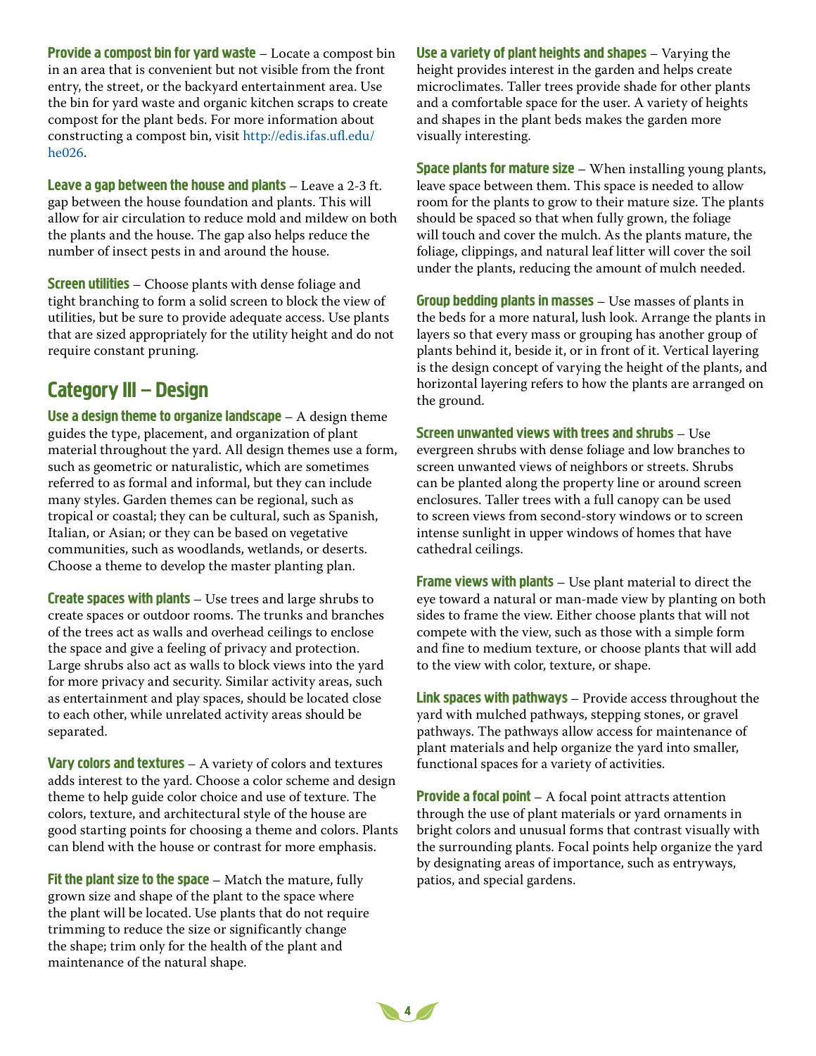**Provide a compost bin for yard waste** – Locate a compost bin in an area that is convenient but not visible from the front entry, the street, or the backyard entertainment area. Use the bin for yard waste and organic kitchen scraps to create compost for the plant beds. For more information about constructing a compost bin, visit http://edis.ifas.ufl.edu/he026.

**Leave a gap between the house and plants** – Leave a 2-3 ft. gap between the house foundation and plants. This will allow for air circulation to reduce mold and mildew on both the plants and the house. The gap also helps reduce the number of insect pests in and around the house.

**Screen utilities** – Choose plants with dense foliage and tight branching to form a solid screen to block the view of utilities, but be sure to provide adequate access. Use plants that are sized appropriately for the utility height and do not require constant pruning.

## Category III – Design

**Use a design theme to organize landscape** – A design theme guides the type, placement, and organization of plant material throughout the yard. All design themes use a form, such as geometric or naturalistic, which are sometimes referred to as formal and informal, but they can include many styles. Garden themes can be regional, such as tropical or coastal; they can be cultural, such as Spanish, Italian, or Asian; or they can be based on vegetative communities, such as woodlands, wetlands, or deserts. Choose a theme to develop the master planting plan.

**Create spaces with plants** – Use trees and large shrubs to create spaces or outdoor rooms. The trunks and branches of the trees act as walls and overhead ceilings to enclose the space and give a feeling of privacy and protection. Large shrubs also act as walls to block views into the yard for more privacy and security. Similar activity areas, such as entertainment and play spaces, should be located close to each other, while unrelated activity areas should be separated.

**Vary colors and textures** – A variety of colors and textures adds interest to the yard. Choose a color scheme and design theme to help guide color choice and use of texture. The colors, texture, and architectural style of the house are good starting points for choosing a theme and colors. Plants can blend with the house or contrast for more emphasis.

**Fit the plant size to the space** – Match the mature, fully grown size and shape of the plant to the space where the plant will be located. Use plants that do not require trimming to reduce the size or significantly change the shape; trim only for the health of the plant and maintenance of the natural shape.

**Use a variety of plant heights and shapes** – Varying the height provides interest in the garden and helps create microclimates. Taller trees provide shade for other plants and a comfortable space for the user. A variety of heights and shapes in the plant beds makes the garden more visually interesting.

**Space plants for mature size** – When installing young plants, leave space between them. This space is needed to allow room for the plants to grow to their mature size. The plants should be spaced so that when fully grown, the foliage will touch and cover the mulch. As the plants mature, the foliage, clippings, and natural leaf litter will cover the soil under the plants, reducing the amount of mulch needed.

**Group bedding plants in masses** – Use masses of plants in the beds for a more natural, lush look. Arrange the plants in layers so that every mass or grouping has another group of plants behind it, beside it, or in front of it. Vertical layering is the design concept of varying the height of the plants, and horizontal layering refers to how the plants are arranged on the ground.

**Screen unwanted views with trees and shrubs** – Use evergreen shrubs with dense foliage and low branches to screen unwanted views of neighbors or streets. Shrubs can be planted along the property line or around screen enclosures. Taller trees with a full canopy can be used to screen views from second-story windows or to screen intense sunlight in upper windows of homes that have cathedral ceilings.

**Frame views with plants** – Use plant material to direct the eye toward a natural or man-made view by planting on both sides to frame the view. Either choose plants that will not compete with the view, such as those with a simple form and fine to medium texture, or choose plants that will add to the view with color, texture, or shape.

**Link spaces with pathways** – Provide access throughout the yard with mulched pathways, stepping stones, or gravel pathways. The pathways allow access for maintenance of plant materials and help organize the yard into smaller, functional spaces for a variety of activities.

**Provide a focal point** – A focal point attracts attention through the use of plant materials or yard ornaments in bright colors and unusual forms that contrast visually with the surrounding plants. Focal points help organize the yard by designating areas of importance, such as entryways, patios, and special gardens.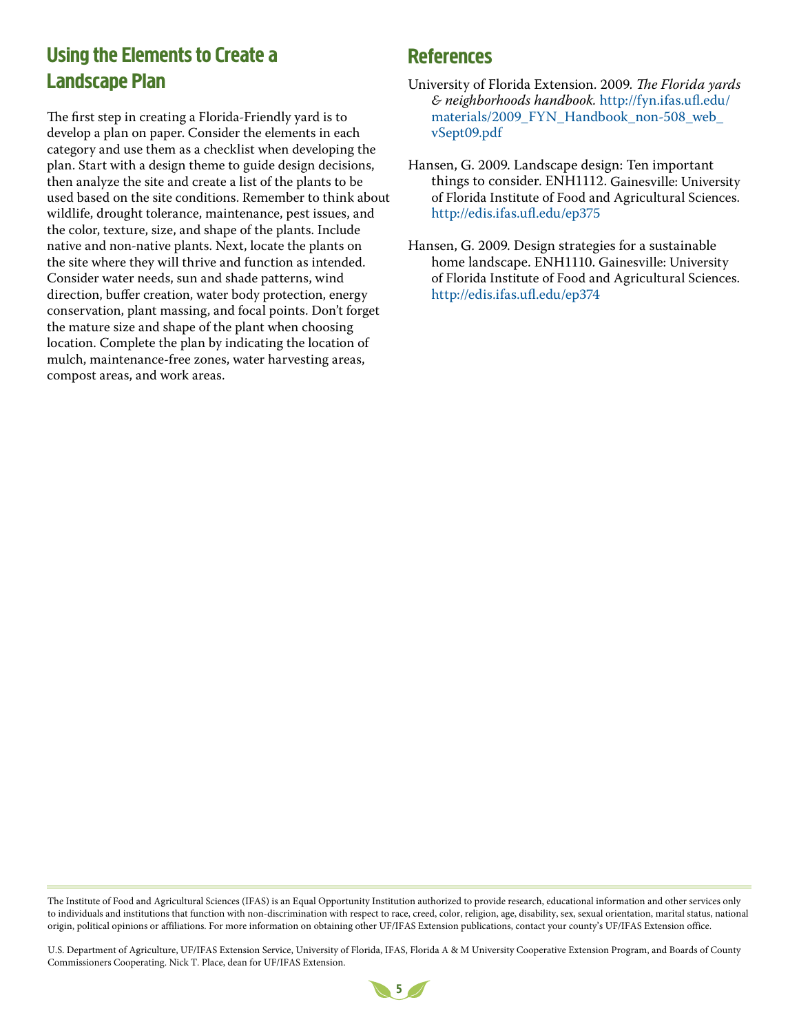## Using the Elements to Create a Landscape Plan

The first step in creating a Florida-Friendly yard is to develop a plan on paper. Consider the elements in each category and use them as a checklist when developing the plan. Start with a design theme to guide design decisions, then analyze the site and create a list of the plants to be used based on the site conditions. Remember to think about wildlife, drought tolerance, maintenance, pest issues, and the color, texture, size, and shape of the plants. Include native and non-native plants. Next, locate the plants on the site where they will thrive and function as intended. Consider water needs, sun and shade patterns, wind direction, buffer creation, water body protection, energy conservation, plant massing, and focal points. Don't forget the mature size and shape of the plant when choosing location. Complete the plan by indicating the location of mulch, maintenance-free zones, water harvesting areas, compost areas, and work areas.

## References

University of Florida Extension. 2009. *The Florida yards & neighborhoods handbook.* http://fyn.ifas.ufl.edu/materials/2009_FYN_Handbook_non-508_web_vSept09.pdf

Hansen, G. 2009. Landscape design: Ten important things to consider. ENH1112. Gainesville: University of Florida Institute of Food and Agricultural Sciences. http://edis.ifas.ufl.edu/ep375

Hansen, G. 2009. Design strategies for a sustainable home landscape. ENH1110. Gainesville: University of Florida Institute of Food and Agricultural Sciences. http://edis.ifas.ufl.edu/ep374

The Institute of Food and Agricultural Sciences (IFAS) is an Equal Opportunity Institution authorized to provide research, educational information and other services only to individuals and institutions that function with non-discrimination with respect to race, creed, color, religion, age, disability, sex, sexual orientation, marital status, national origin, political opinions or affiliations. For more information on obtaining other UF/IFAS Extension publications, contact your county's UF/IFAS Extension office.

U.S. Department of Agriculture, UF/IFAS Extension Service, University of Florida, IFAS, Florida A & M University Cooperative Extension Program, and Boards of County Commissioners Cooperating. Nick T. Place, dean for UF/IFAS Extension.